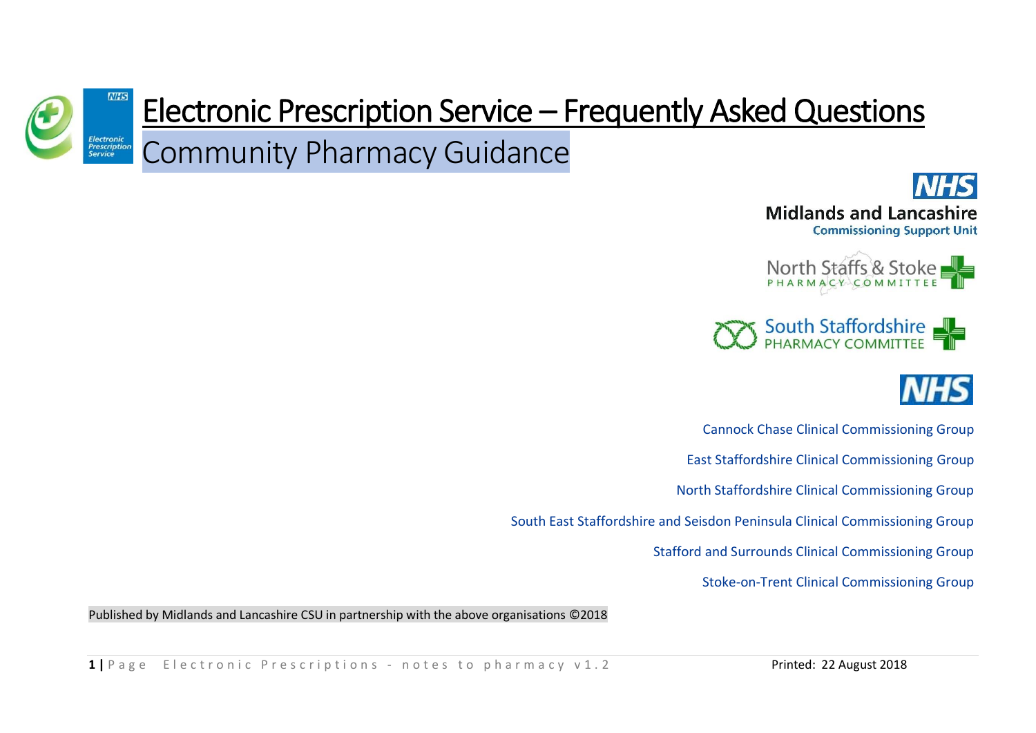# Electronic Prescription Service – Frequently Asked Questions

## Community Pharmacy Guidance

Midlands and Lancashire Commissioning Support Unit

North Staffs & Stoke Pharmacy Committee

South Staffordshire Pharmacy Committee

Cannock Chase Clinical Commissioning Group

East Staffordshire Clinical Commissioning Group

North Staffordshire Clinical Commissioning Group

South East Staffordshire and Seisdon Peninsula Clinical Commissioning Group

Stafford and Surrounds Clinical Commissioning Group

Stoke-on-Trent Clinical Commissioning Group

Published by Midlands and Lancashire CSU in partnership with the above organisations ©2018

Printed: 22 August 2018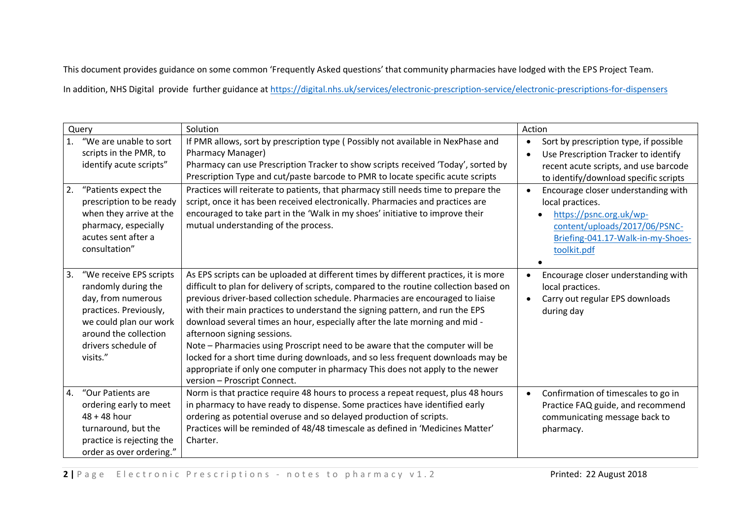This document provides guidance on some common 'Frequently Asked questions' that community pharmacies have lodged with the EPS Project Team.

In addition, NHS Digital provide further guidance at https://digital.nhs.uk/services/electronic-prescription-service/electronic-prescriptions-for-dispensers

| Query | Solution | Action |
|---|---|---|
| 1. "We are unable to sort scripts in the PMR, to identify acute scripts" | If PMR allows, sort by prescription type ( Possibly not available in NexPhase and Pharmacy Manager)<br>Pharmacy can use Prescription Tracker to show scripts received 'Today', sorted by Prescription Type and cut/paste barcode to PMR to locate specific acute scripts | • Sort by prescription type, if possible<br>• Use Prescription Tracker to identify recent acute scripts, and use barcode to identify/download specific scripts |
| 2. "Patients expect the prescription to be ready when they arrive at the pharmacy, especially acutes sent after a consultation" | Practices will reiterate to patients, that pharmacy still needs time to prepare the script, once it has been received electronically. Pharmacies and practices are encouraged to take part in the 'Walk in my shoes' initiative to improve their mutual understanding of the process. | • Encourage closer understanding with local practices.<br>  ◦ https://psnc.org.uk/wp-content/uploads/2017/06/PSNC-Briefing-041.17-Walk-in-my-Shoes-toolkit.pdf<br>• |
| 3. "We receive EPS scripts randomly during the day, from numerous practices. Previously, we could plan our work around the collection drivers schedule of visits." | As EPS scripts can be uploaded at different times by different practices, it is more difficult to plan for delivery of scripts, compared to the routine collection based on previous driver-based collection schedule. Pharmacies are encouraged to liaise with their main practices to understand the signing pattern, and run the EPS download several times an hour, especially after the late morning and mid - afternoon signing sessions.<br>Note – Pharmacies using Proscript need to be aware that the computer will be locked for a short time during downloads, and so less frequent downloads may be appropriate if only one computer in pharmacy This does not apply to the newer version – Proscript Connect. | • Encourage closer understanding with local practices.<br>• Carry out regular EPS downloads during day |
| 4. "Our Patients are ordering early to meet 48 + 48 hour turnaround, but the practice is rejecting the order as over ordering." | Norm is that practice require 48 hours to process a repeat request, plus 48 hours in pharmacy to have ready to dispense. Some practices have identified early ordering as potential overuse and so delayed production of scripts.<br>Practices will be reminded of 48/48 timescale as defined in 'Medicines Matter' Charter. | • Confirmation of timescales to go in Practice FAQ guide, and recommend communicating message back to pharmacy. |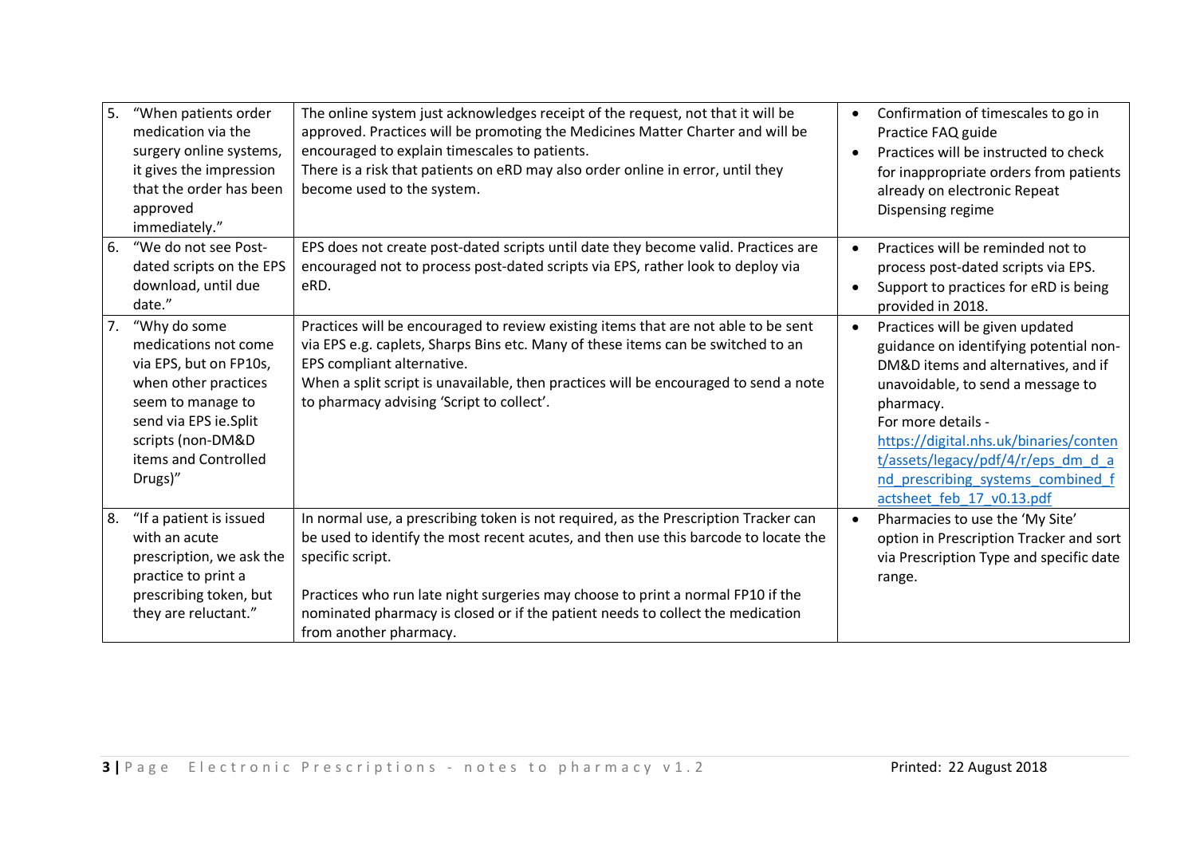| | | |
|---|---|---|
| 5. "When patients order medication via the surgery online systems, it gives the impression that the order has been approved immediately." | The online system just acknowledges receipt of the request, not that it will be approved. Practices will be promoting the Medicines Matter Charter and will be encouraged to explain timescales to patients.<br>There is a risk that patients on eRD may also order online in error, until they become used to the system. | • Confirmation of timescales to go in Practice FAQ guide<br>• Practices will be instructed to check for inappropriate orders from patients already on electronic Repeat Dispensing regime |
| 6. "We do not see Post-dated scripts on the EPS download, until due date." | EPS does not create post-dated scripts until date they become valid. Practices are encouraged not to process post-dated scripts via EPS, rather look to deploy via eRD. | • Practices will be reminded not to process post-dated scripts via EPS.<br>• Support to practices for eRD is being provided in 2018. |
| 7. "Why do some medications not come via EPS, but on FP10s, when other practices seem to manage to send via EPS ie.Split scripts (non-DM&D items and Controlled Drugs)" | Practices will be encouraged to review existing items that are not able to be sent via EPS e.g. caplets, Sharps Bins etc. Many of these items can be switched to an EPS compliant alternative.<br>When a split script is unavailable, then practices will be encouraged to send a note to pharmacy advising 'Script to collect'. | • Practices will be given updated guidance on identifying potential non-DM&D items and alternatives, and if unavoidable, to send a message to pharmacy.<br>For more details - [https://digital.nhs.uk/binaries/content/assets/legacy/pdf/4/r/eps_dm_d_and_prescribing_systems_combined_factsheet_feb_17_v0.13.pdf](https://digital.nhs.uk/binaries/content/assets/legacy/pdf/4/r/eps_dm_d_and_prescribing_systems_combined_factsheet_feb_17_v0.13.pdf) |
| 8. "If a patient is issued with an acute prescription, we ask the practice to print a prescribing token, but they are reluctant." | In normal use, a prescribing token is not required, as the Prescription Tracker can be used to identify the most recent acutes, and then use this barcode to locate the specific script.<br><br>Practices who run late night surgeries may choose to print a normal FP10 if the nominated pharmacy is closed or if the patient needs to collect the medication from another pharmacy. | • Pharmacies to use the 'My Site' option in Prescription Tracker and sort via Prescription Type and specific date range. |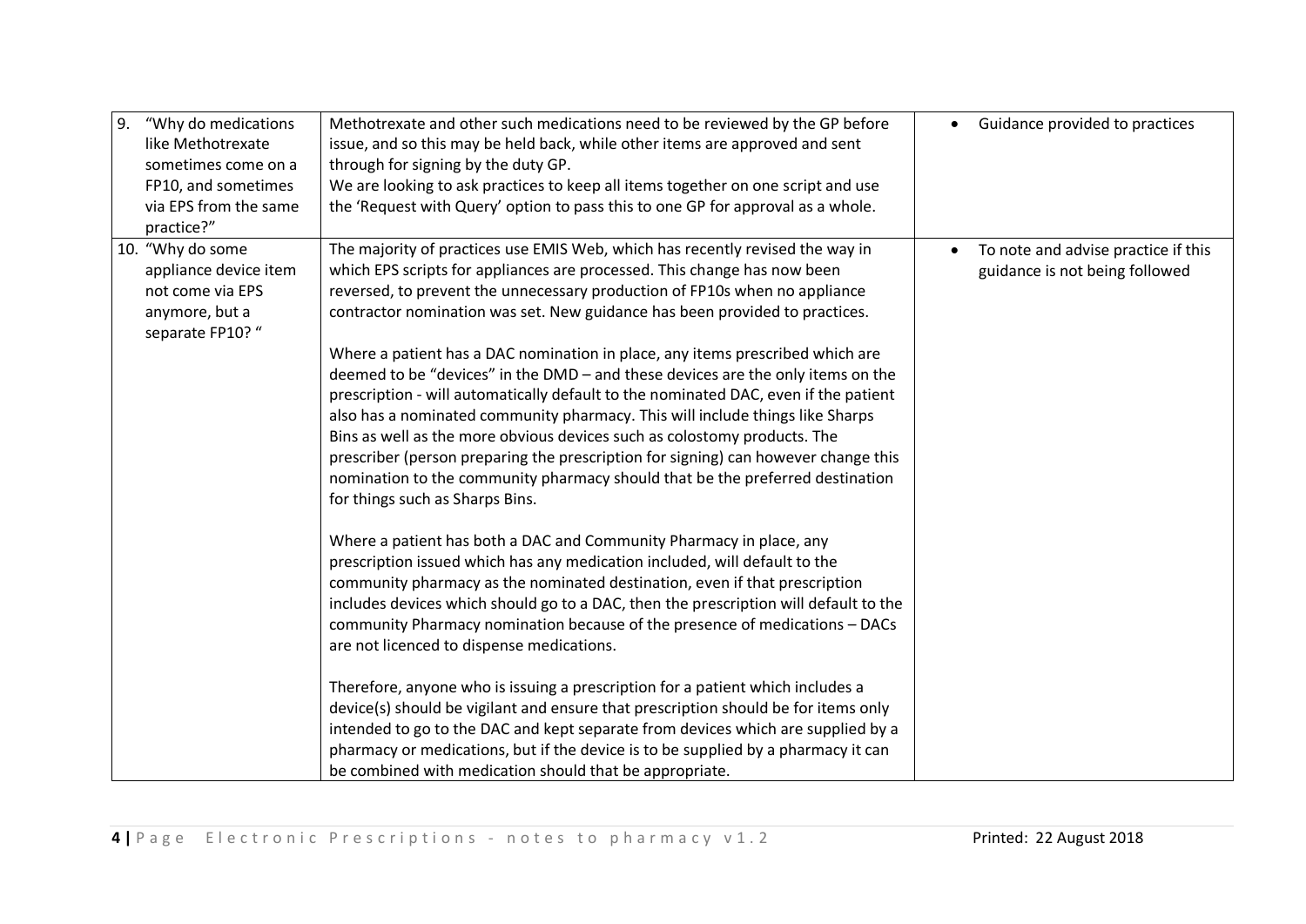| | | |
|---|---|---|
| 9. "Why do medications like Methotrexate sometimes come on a FP10, and sometimes via EPS from the same practice?" | Methotrexate and other such medications need to be reviewed by the GP before issue, and so this may be held back, while other items are approved and sent through for signing by the duty GP.<br>We are looking to ask practices to keep all items together on one script and use the 'Request with Query' option to pass this to one GP for approval as a whole. | • Guidance provided to practices |
| 10. "Why do some appliance device item not come via EPS anymore, but a separate FP10? " | The majority of practices use EMIS Web, which has recently revised the way in which EPS scripts for appliances are processed. This change has now been reversed, to prevent the unnecessary production of FP10s when no appliance contractor nomination was set. New guidance has been provided to practices.<br><br>Where a patient has a DAC nomination in place, any items prescribed which are deemed to be "devices" in the DMD – and these devices are the only items on the prescription - will automatically default to the nominated DAC, even if the patient also has a nominated community pharmacy. This will include things like Sharps Bins as well as the more obvious devices such as colostomy products. The prescriber (person preparing the prescription for signing) can however change this nomination to the community pharmacy should that be the preferred destination for things such as Sharps Bins.<br><br>Where a patient has both a DAC and Community Pharmacy in place, any prescription issued which has any medication included, will default to the community pharmacy as the nominated destination, even if that prescription includes devices which should go to a DAC, then the prescription will default to the community Pharmacy nomination because of the presence of medications – DACs are not licenced to dispense medications.<br><br>Therefore, anyone who is issuing a prescription for a patient which includes a device(s) should be vigilant and ensure that prescription should be for items only intended to go to the DAC and kept separate from devices which are supplied by a pharmacy or medications, but if the device is to be supplied by a pharmacy it can be combined with medication should that be appropriate. | • To note and advise practice if this guidance is not being followed |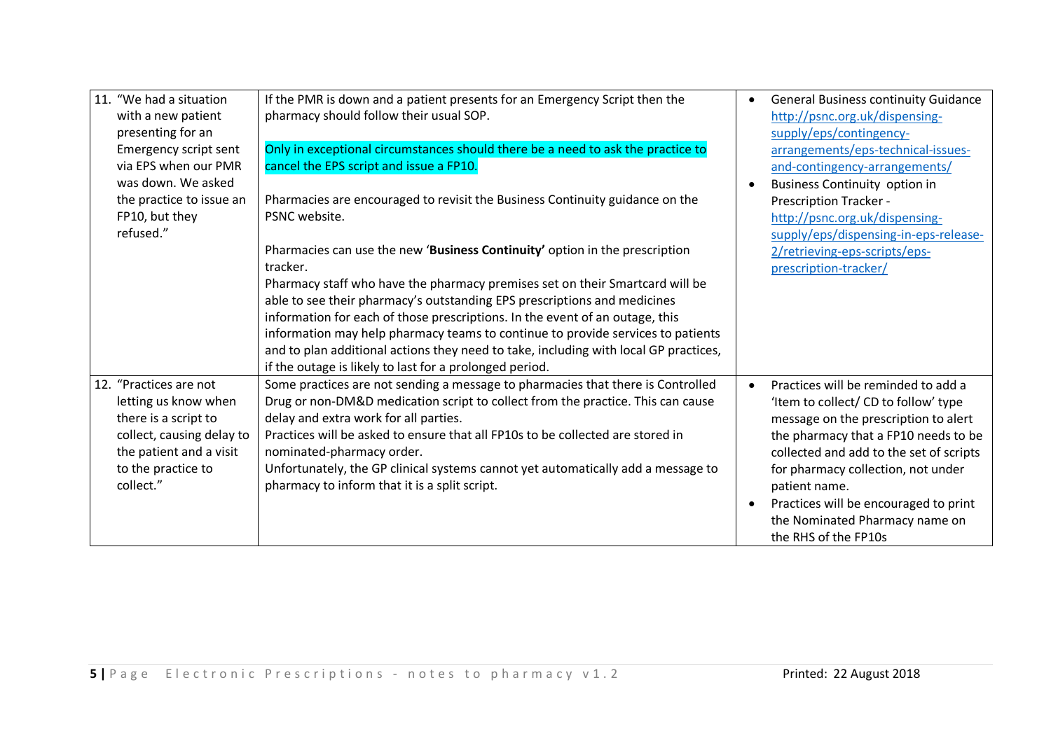| | | |
|---|---|---|
| 11. "We had a situation with a new patient presenting for an Emergency script sent via EPS when our PMR was down. We asked the practice to issue an FP10, but they refused." | If the PMR is down and a patient presents for an Emergency Script then the pharmacy should follow their usual SOP.<br><br>Only in exceptional circumstances should there be a need to ask the practice to cancel the EPS script and issue a FP10.<br><br>Pharmacies are encouraged to revisit the Business Continuity guidance on the PSNC website.<br><br>Pharmacies can use the new '**Business Continuity'** option in the prescription tracker.<br>Pharmacy staff who have the pharmacy premises set on their Smartcard will be able to see their pharmacy's outstanding EPS prescriptions and medicines information for each of those prescriptions. In the event of an outage, this information may help pharmacy teams to continue to provide services to patients and to plan additional actions they need to take, including with local GP practices, if the outage is likely to last for a prolonged period. | • General Business continuity Guidance http://psnc.org.uk/dispensing-supply/eps/contingency-arrangements/eps-technical-issues-and-contingency-arrangements/<br>• Business Continuity option in Prescription Tracker - http://psnc.org.uk/dispensing-supply/eps/dispensing-in-eps-release-2/retrieving-eps-scripts/eps-prescription-tracker/ |
| 12. "Practices are not letting us know when there is a script to collect, causing delay to the patient and a visit to the practice to collect." | Some practices are not sending a message to pharmacies that there is Controlled Drug or non-DM&D medication script to collect from the practice. This can cause delay and extra work for all parties.<br>Practices will be asked to ensure that all FP10s to be collected are stored in nominated-pharmacy order.<br>Unfortunately, the GP clinical systems cannot yet automatically add a message to pharmacy to inform that it is a split script. | • Practices will be reminded to add a 'Item to collect/ CD to follow' type message on the prescription to alert the pharmacy that a FP10 needs to be collected and add to the set of scripts for pharmacy collection, not under patient name.<br>• Practices will be encouraged to print the Nominated Pharmacy name on the RHS of the FP10s |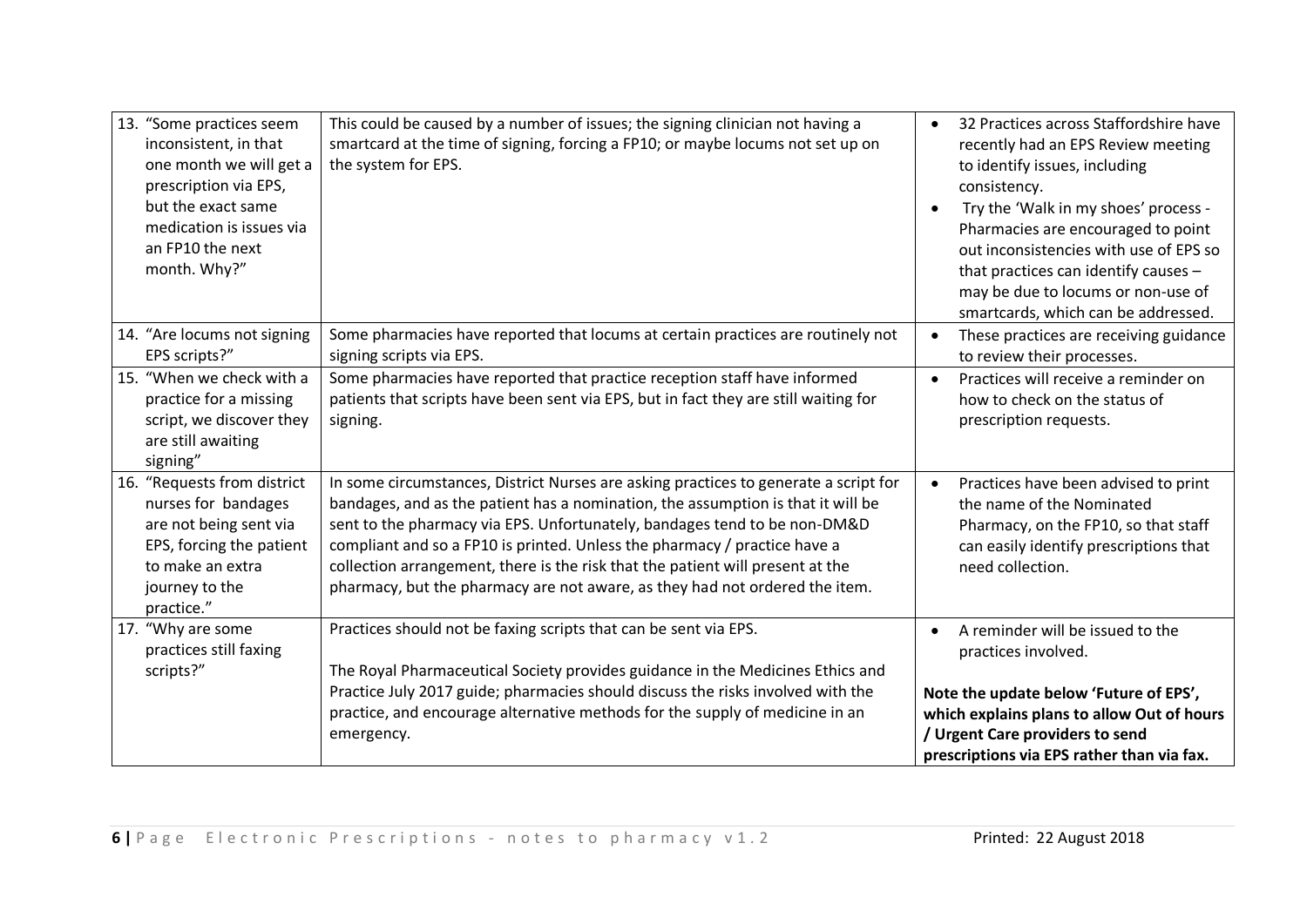| | | |
|---|---|---|
| 13. "Some practices seem inconsistent, in that one month we will get a prescription via EPS, but the exact same medication is issues via an FP10 the next month. Why?" | This could be caused by a number of issues; the signing clinician not having a smartcard at the time of signing, forcing a FP10; or maybe locums not set up on the system for EPS. | • 32 Practices across Staffordshire have recently had an EPS Review meeting to identify issues, including consistency.<br>• Try the 'Walk in my shoes' process - Pharmacies are encouraged to point out inconsistencies with use of EPS so that practices can identify causes – may be due to locums or non-use of smartcards, which can be addressed. |
| 14. "Are locums not signing EPS scripts?" | Some pharmacies have reported that locums at certain practices are routinely not signing scripts via EPS. | • These practices are receiving guidance to review their processes. |
| 15. "When we check with a practice for a missing script, we discover they are still awaiting signing" | Some pharmacies have reported that practice reception staff have informed patients that scripts have been sent via EPS, but in fact they are still waiting for signing. | • Practices will receive a reminder on how to check on the status of prescription requests. |
| 16. "Requests from district nurses for bandages are not being sent via EPS, forcing the patient to make an extra journey to the practice." | In some circumstances, District Nurses are asking practices to generate a script for bandages, and as the patient has a nomination, the assumption is that it will be sent to the pharmacy via EPS. Unfortunately, bandages tend to be non-DM&D compliant and so a FP10 is printed. Unless the pharmacy / practice have a collection arrangement, there is the risk that the patient will present at the pharmacy, but the pharmacy are not aware, as they had not ordered the item. | • Practices have been advised to print the name of the Nominated Pharmacy, on the FP10, so that staff can easily identify prescriptions that need collection. |
| 17. "Why are some practices still faxing scripts?" | Practices should not be faxing scripts that can be sent via EPS.<br><br>The Royal Pharmaceutical Society provides guidance in the Medicines Ethics and Practice July 2017 guide; pharmacies should discuss the risks involved with the practice, and encourage alternative methods for the supply of medicine in an emergency. | • A reminder will be issued to the practices involved.<br><br>**Note the update below 'Future of EPS', which explains plans to allow Out of hours / Urgent Care providers to send prescriptions via EPS rather than via fax.** |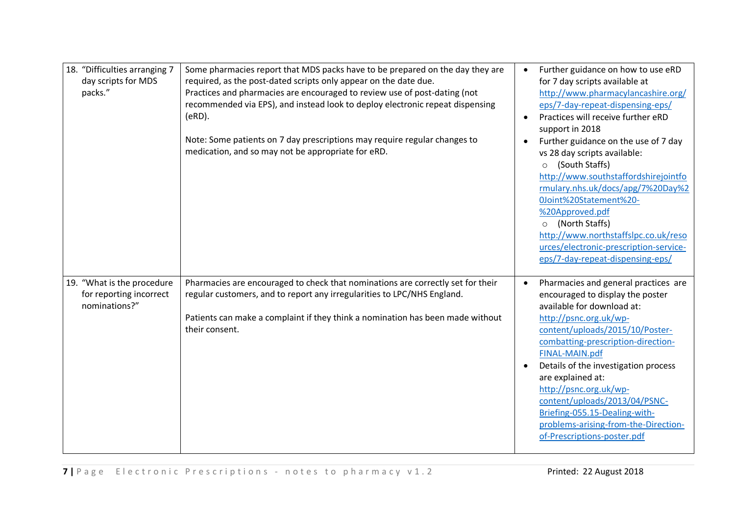| | | |
|---|---|---|
| 18. "Difficulties arranging 7 day scripts for MDS packs." | Some pharmacies report that MDS packs have to be prepared on the day they are required, as the post-dated scripts only appear on the date due.<br>Practices and pharmacies are encouraged to review use of post-dating (not recommended via EPS), and instead look to deploy electronic repeat dispensing (eRD).<br><br>Note: Some patients on 7 day prescriptions may require regular changes to medication, and so may not be appropriate for eRD. | • Further guidance on how to use eRD for 7 day scripts available at http://www.pharmacylancashire.org/eps/7-day-repeat-dispensing-eps/<br>• Practices will receive further eRD support in 2018<br>• Further guidance on the use of 7 day vs 28 day scripts available:<br>  ○ (South Staffs) http://www.southstaffordshirejointformulary.nhs.uk/docs/apg/7%20Day%20Joint%20Statement%20-%20Approved.pdf<br>  ○ (North Staffs) http://www.northstaffslpc.co.uk/resources/electronic-prescription-service-eps/7-day-repeat-dispensing-eps/ |
| 19. "What is the procedure for reporting incorrect nominations?" | Pharmacies are encouraged to check that nominations are correctly set for their regular customers, and to report any irregularities to LPC/NHS England.<br><br>Patients can make a complaint if they think a nomination has been made without their consent. | • Pharmacies and general practices are encouraged to display the poster available for download at: http://psnc.org.uk/wp-content/uploads/2015/10/Poster-combatting-prescription-direction-FINAL-MAIN.pdf<br>• Details of the investigation process are explained at: http://psnc.org.uk/wp-content/uploads/2013/04/PSNC-Briefing-055.15-Dealing-with-problems-arising-from-the-Direction-of-Prescriptions-poster.pdf |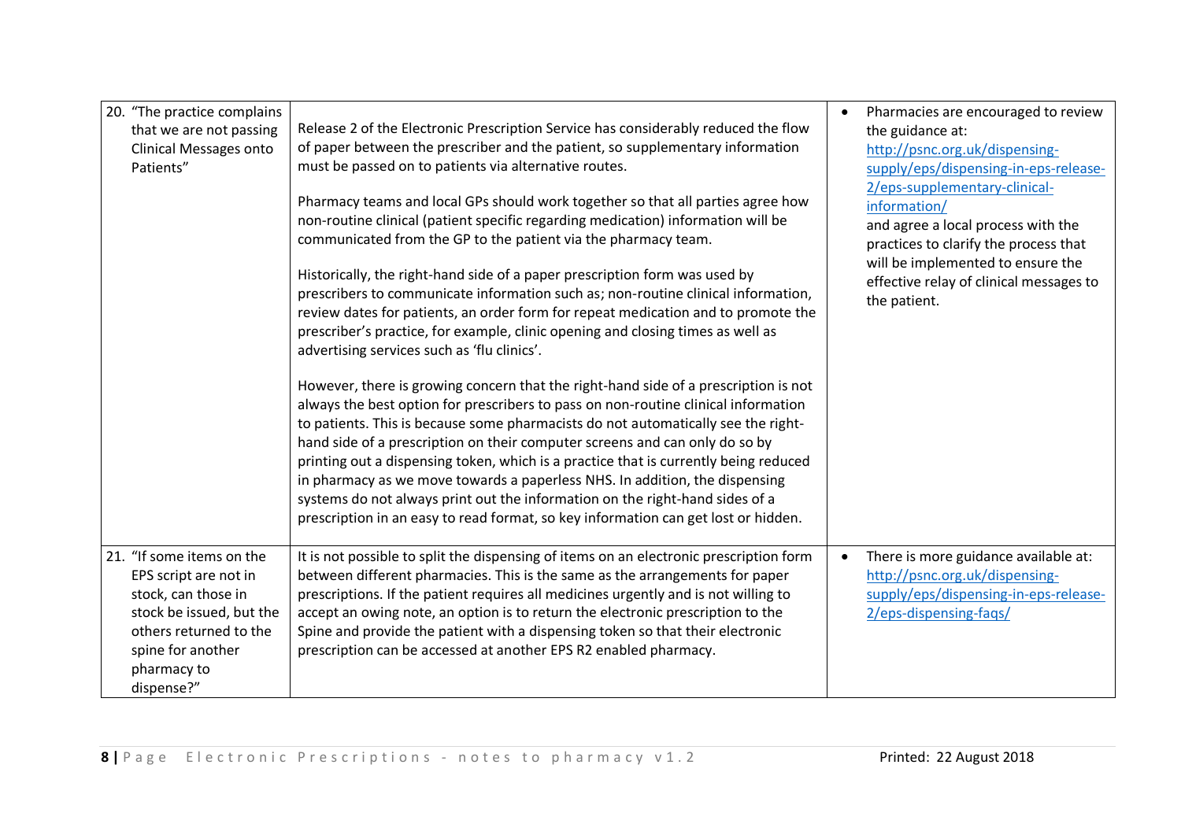| | | |
|---|---|---|
| 20. "The practice complains that we are not passing Clinical Messages onto Patients" | Release 2 of the Electronic Prescription Service has considerably reduced the flow of paper between the prescriber and the patient, so supplementary information must be passed on to patients via alternative routes.<br><br>Pharmacy teams and local GPs should work together so that all parties agree how non-routine clinical (patient specific regarding medication) information will be communicated from the GP to the patient via the pharmacy team.<br><br>Historically, the right-hand side of a paper prescription form was used by prescribers to communicate information such as; non-routine clinical information, review dates for patients, an order form for repeat medication and to promote the prescriber's practice, for example, clinic opening and closing times as well as advertising services such as 'flu clinics'.<br><br>However, there is growing concern that the right-hand side of a prescription is not always the best option for prescribers to pass on non-routine clinical information to patients. This is because some pharmacists do not automatically see the right-hand side of a prescription on their computer screens and can only do so by printing out a dispensing token, which is a practice that is currently being reduced in pharmacy as we move towards a paperless NHS. In addition, the dispensing systems do not always print out the information on the right-hand sides of a prescription in an easy to read format, so key information can get lost or hidden. | • Pharmacies are encouraged to review the guidance at: http://psnc.org.uk/dispensing-supply/eps/dispensing-in-eps-release-2/eps-supplementary-clinical-information/ and agree a local process with the practices to clarify the process that will be implemented to ensure the effective relay of clinical messages to the patient. |
| 21. "If some items on the EPS script are not in stock, can those in stock be issued, but the others returned to the spine for another pharmacy to dispense?" | It is not possible to split the dispensing of items on an electronic prescription form between different pharmacies. This is the same as the arrangements for paper prescriptions. If the patient requires all medicines urgently and is not willing to accept an owing note, an option is to return the electronic prescription to the Spine and provide the patient with a dispensing token so that their electronic prescription can be accessed at another EPS R2 enabled pharmacy. | • There is more guidance available at: http://psnc.org.uk/dispensing-supply/eps/dispensing-in-eps-release-2/eps-dispensing-faqs/ |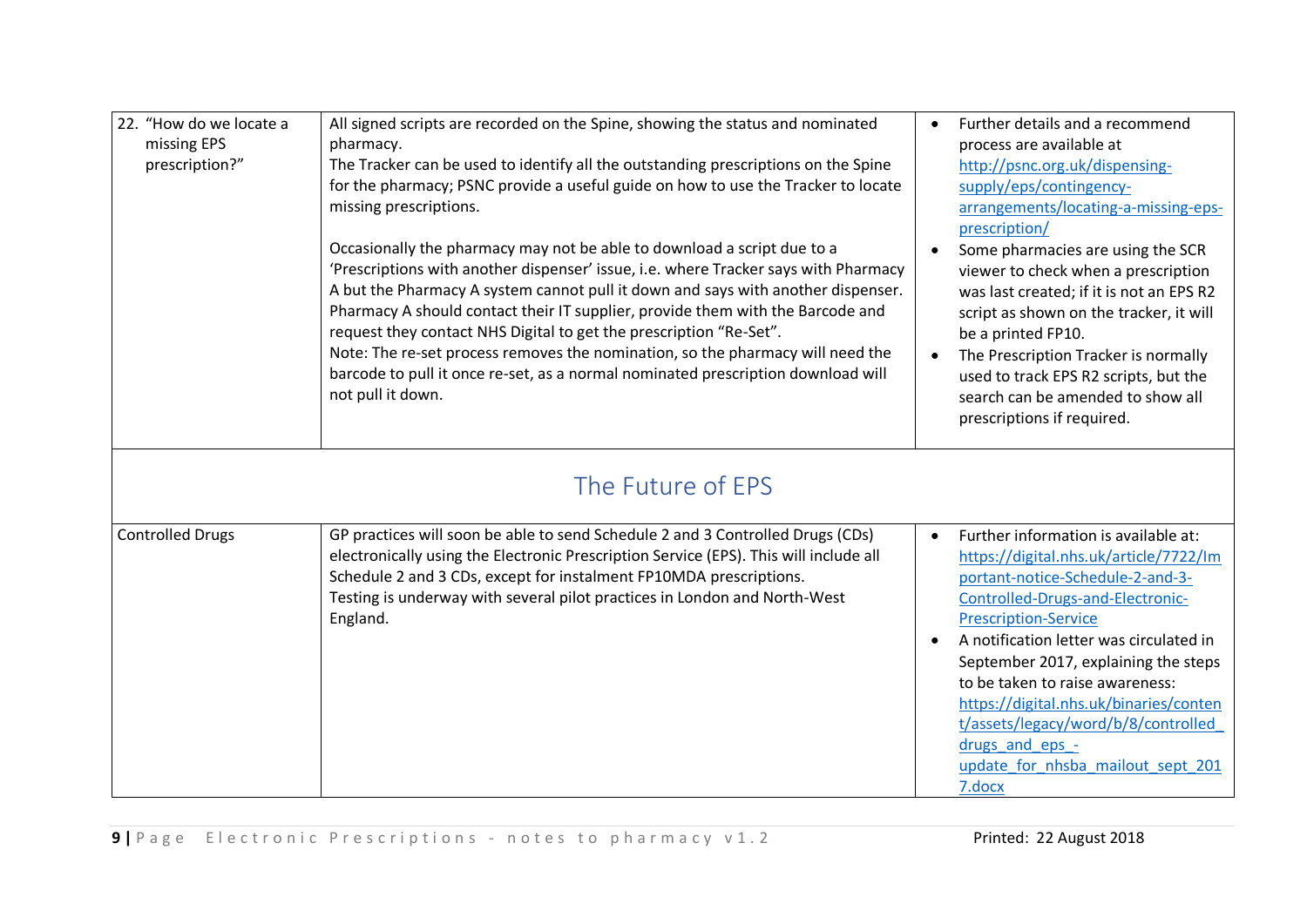| | | |
|---|---|---|
| 22. "How do we locate a missing EPS prescription?" | All signed scripts are recorded on the Spine, showing the status and nominated pharmacy.<br>The Tracker can be used to identify all the outstanding prescriptions on the Spine for the pharmacy; PSNC provide a useful guide on how to use the Tracker to locate missing prescriptions.<br><br>Occasionally the pharmacy may not be able to download a script due to a 'Prescriptions with another dispenser' issue, i.e. where Tracker says with Pharmacy A but the Pharmacy A system cannot pull it down and says with another dispenser. Pharmacy A should contact their IT supplier, provide them with the Barcode and request they contact NHS Digital to get the prescription "Re-Set".<br>Note: The re-set process removes the nomination, so the pharmacy will need the barcode to pull it once re-set, as a normal nominated prescription download will not pull it down. | • Further details and a recommend process are available at http://psnc.org.uk/dispensing-supply/eps/contingency-arrangements/locating-a-missing-eps-prescription/<br>• Some pharmacies are using the SCR viewer to check when a prescription was last created; if it is not an EPS R2 script as shown on the tracker, it will be a printed FP10.<br>• The Prescription Tracker is normally used to track EPS R2 scripts, but the search can be amended to show all prescriptions if required. |
| **The Future of EPS** | | |
| Controlled Drugs | GP practices will soon be able to send Schedule 2 and 3 Controlled Drugs (CDs) electronically using the Electronic Prescription Service (EPS). This will include all Schedule 2 and 3 CDs, except for instalment FP10MDA prescriptions.<br>Testing is underway with several pilot practices in London and North-West England. | • Further information is available at: https://digital.nhs.uk/article/7722/Important-notice-Schedule-2-and-3-Controlled-Drugs-and-Electronic-Prescription-Service<br>• A notification letter was circulated in September 2017, explaining the steps to be taken to raise awareness: https://digital.nhs.uk/binaries/content/assets/legacy/word/b/8/controlled_drugs_and_eps_-update_for_nhsba_mailout_sept_2017.docx |

Printed: 22 August 2018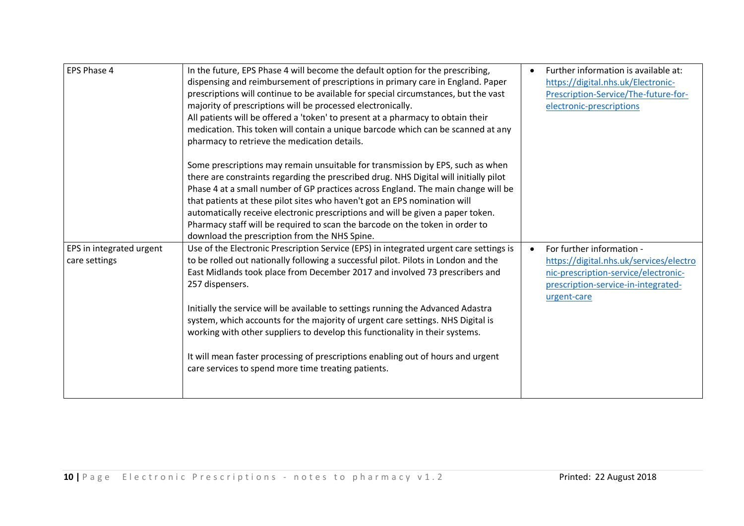| | | |
|---|---|---|
| EPS Phase 4 | In the future, EPS Phase 4 will become the default option for the prescribing, dispensing and reimbursement of prescriptions in primary care in England. Paper prescriptions will continue to be available for special circumstances, but the vast majority of prescriptions will be processed electronically.<br>All patients will be offered a 'token' to present at a pharmacy to obtain their medication. This token will contain a unique barcode which can be scanned at any pharmacy to retrieve the medication details.<br><br>Some prescriptions may remain unsuitable for transmission by EPS, such as when there are constraints regarding the prescribed drug. NHS Digital will initially pilot Phase 4 at a small number of GP practices across England. The main change will be that patients at these pilot sites who haven't got an EPS nomination will automatically receive electronic prescriptions and will be given a paper token. Pharmacy staff will be required to scan the barcode on the token in order to download the prescription from the NHS Spine. | • Further information is available at: [https://digital.nhs.uk/Electronic-Prescription-Service/The-future-for-electronic-prescriptions](https://digital.nhs.uk/Electronic-Prescription-Service/The-future-for-electronic-prescriptions) |
| EPS in integrated urgent care settings | Use of the Electronic Prescription Service (EPS) in integrated urgent care settings is to be rolled out nationally following a successful pilot. Pilots in London and the East Midlands took place from December 2017 and involved 73 prescribers and 257 dispensers.<br><br>Initially the service will be available to settings running the Advanced Adastra system, which accounts for the majority of urgent care settings. NHS Digital is working with other suppliers to develop this functionality in their systems.<br><br>It will mean faster processing of prescriptions enabling out of hours and urgent care services to spend more time treating patients. | • For further information - [https://digital.nhs.uk/services/electronic-prescription-service/electronic-prescription-service-in-integrated-urgent-care](https://digital.nhs.uk/services/electronic-prescription-service/electronic-prescription-service-in-integrated-urgent-care) |